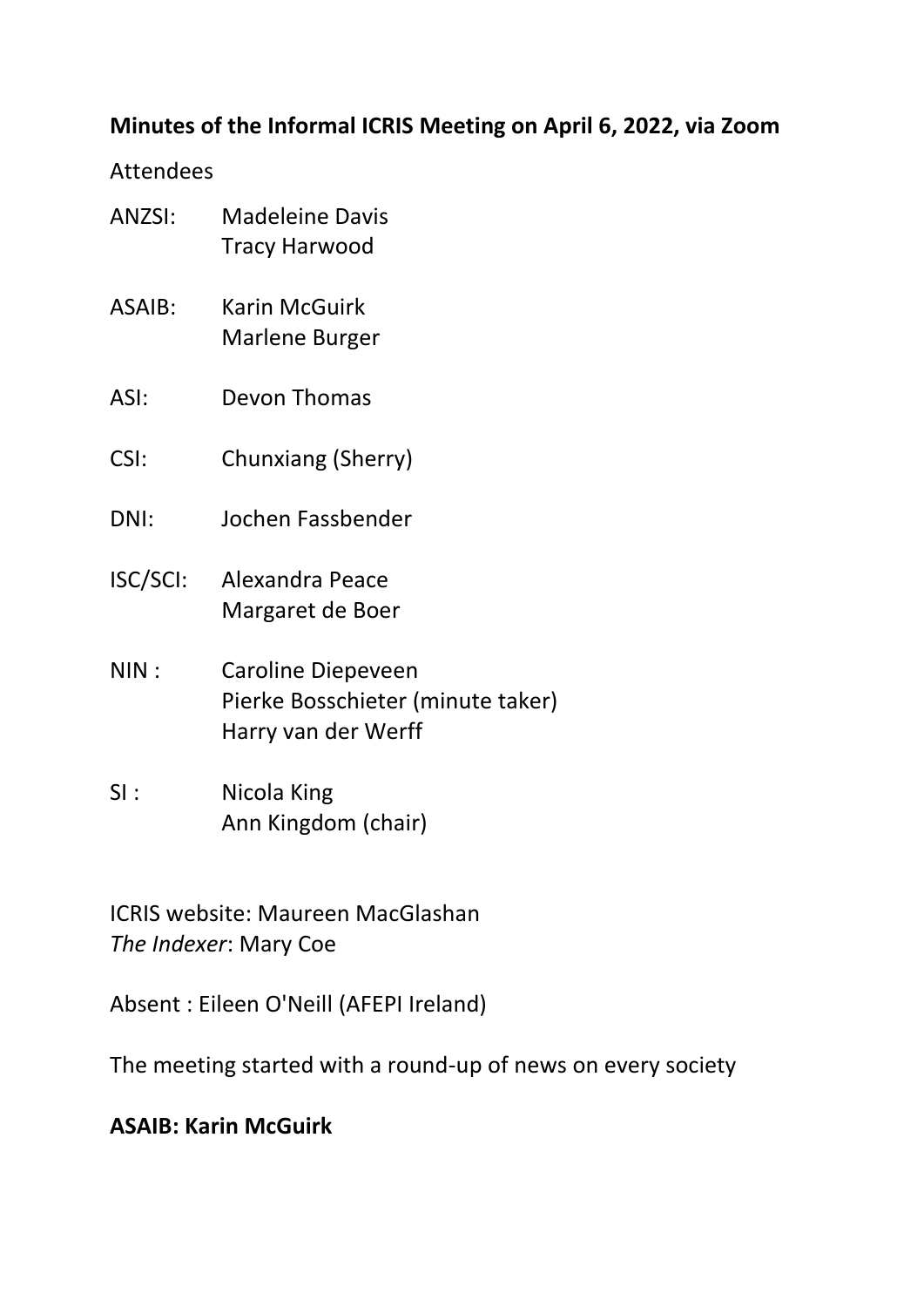**Minutes of the Informal ICRIS Meeting on April 6, 2022, via Zoom**

Attendees

ANZSI: Madeleine Davis
Tracy Harwood

ASAIB: Karin McGuirk
Marlene Burger

ASI: Devon Thomas

CSI: Chunxiang (Sherry)

DNI: Jochen Fassbender

ISC/SCI: Alexandra Peace
Margaret de Boer

NIN : Caroline Diepeveen
Pierke Bosschieter (minute taker)
Harry van der Werff

SI : Nicola King
Ann Kingdom (chair)

ICRIS website: Maureen MacGlashan
*The Indexer*: Mary Coe

Absent : Eileen O'Neill (AFEPI Ireland)

The meeting started with a round-up of news on every society

**ASAIB: Karin McGuirk**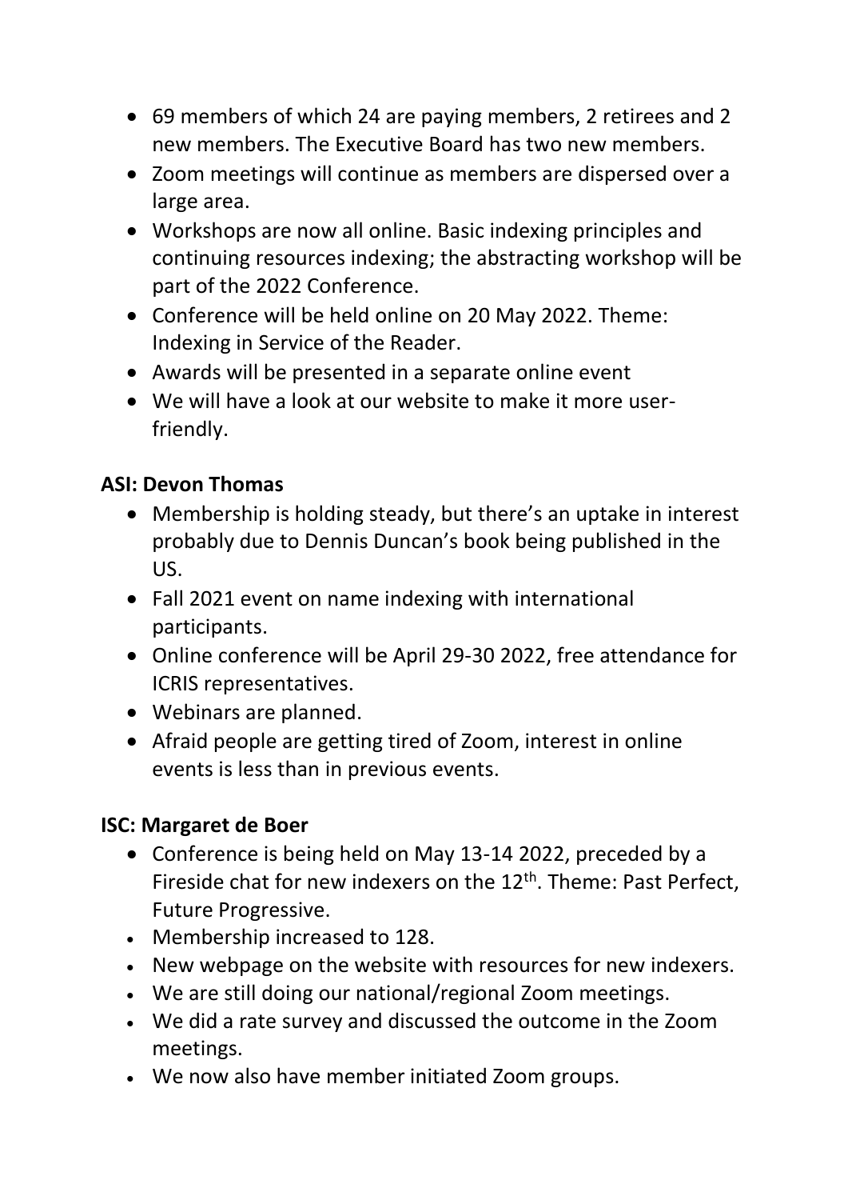- 69 members of which 24 are paying members, 2 retirees and 2 new members. The Executive Board has two new members.
- Zoom meetings will continue as members are dispersed over a large area.
- Workshops are now all online. Basic indexing principles and continuing resources indexing; the abstracting workshop will be part of the 2022 Conference.
- Conference will be held online on 20 May 2022. Theme: Indexing in Service of the Reader.
- Awards will be presented in a separate online event
- We will have a look at our website to make it more user-friendly.

**ASI: Devon Thomas**

- Membership is holding steady, but there's an uptake in interest probably due to Dennis Duncan's book being published in the US.
- Fall 2021 event on name indexing with international participants.
- Online conference will be April 29-30 2022, free attendance for ICRIS representatives.
- Webinars are planned.
- Afraid people are getting tired of Zoom, interest in online events is less than in previous events.

**ISC: Margaret de Boer**

- Conference is being held on May 13-14 2022, preceded by a Fireside chat for new indexers on the 12th. Theme: Past Perfect, Future Progressive.
- Membership increased to 128.
- New webpage on the website with resources for new indexers.
- We are still doing our national/regional Zoom meetings.
- We did a rate survey and discussed the outcome in the Zoom meetings.
- We now also have member initiated Zoom groups.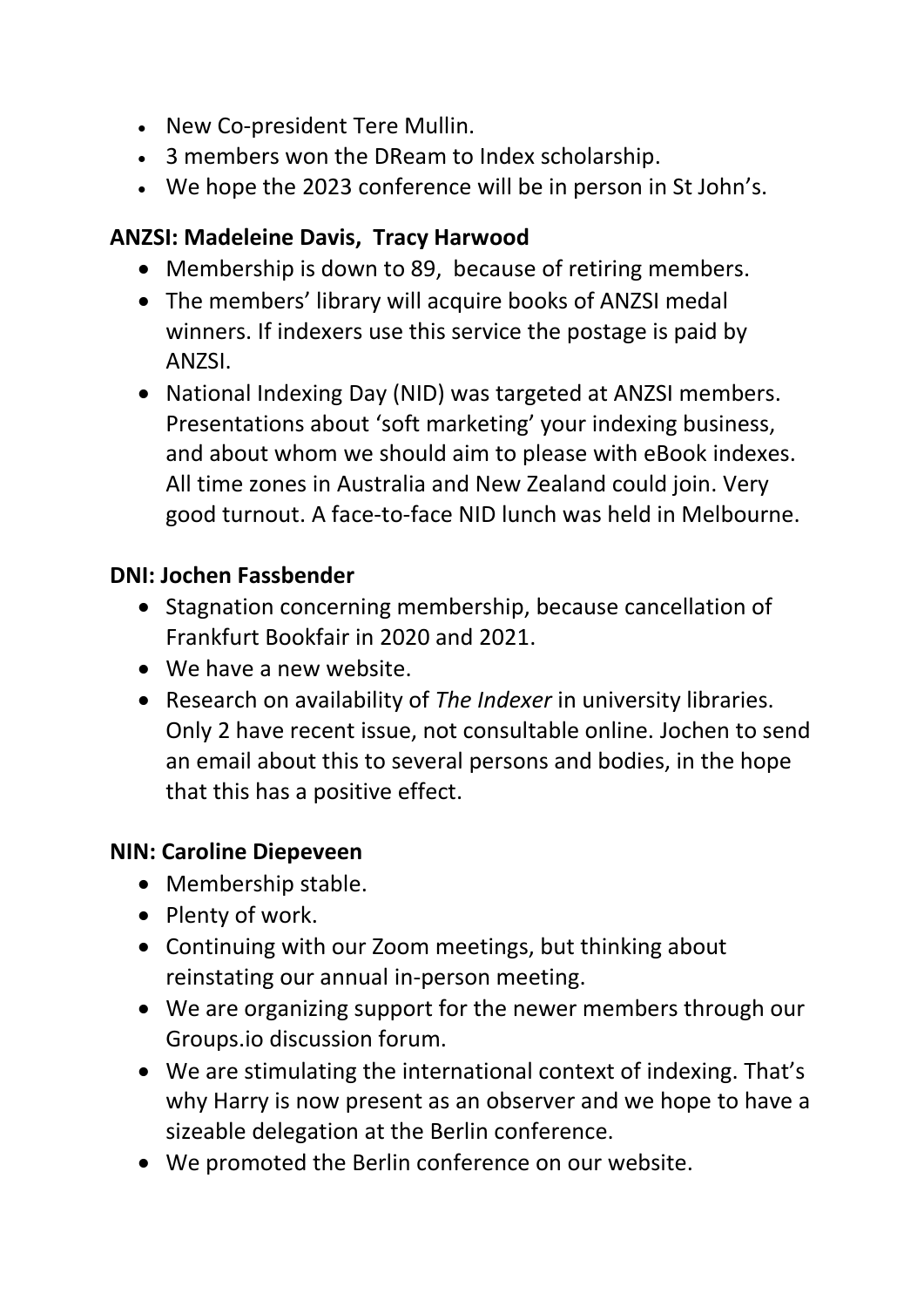- New Co-president Tere Mullin.
- 3 members won the DReam to Index scholarship.
- We hope the 2023 conference will be in person in St John's.

**ANZSI: Madeleine Davis, Tracy Harwood**

- Membership is down to 89, because of retiring members.
- The members' library will acquire books of ANZSI medal winners. If indexers use this service the postage is paid by ANZSI.
- National Indexing Day (NID) was targeted at ANZSI members. Presentations about 'soft marketing' your indexing business, and about whom we should aim to please with eBook indexes. All time zones in Australia and New Zealand could join. Very good turnout. A face-to-face NID lunch was held in Melbourne.

**DNI: Jochen Fassbender**

- Stagnation concerning membership, because cancellation of Frankfurt Bookfair in 2020 and 2021.
- We have a new website.
- Research on availability of *The Indexer* in university libraries. Only 2 have recent issue, not consultable online. Jochen to send an email about this to several persons and bodies, in the hope that this has a positive effect.

**NIN: Caroline Diepeveen**

- Membership stable.
- Plenty of work.
- Continuing with our Zoom meetings, but thinking about reinstating our annual in-person meeting.
- We are organizing support for the newer members through our Groups.io discussion forum.
- We are stimulating the international context of indexing. That's why Harry is now present as an observer and we hope to have a sizeable delegation at the Berlin conference.
- We promoted the Berlin conference on our website.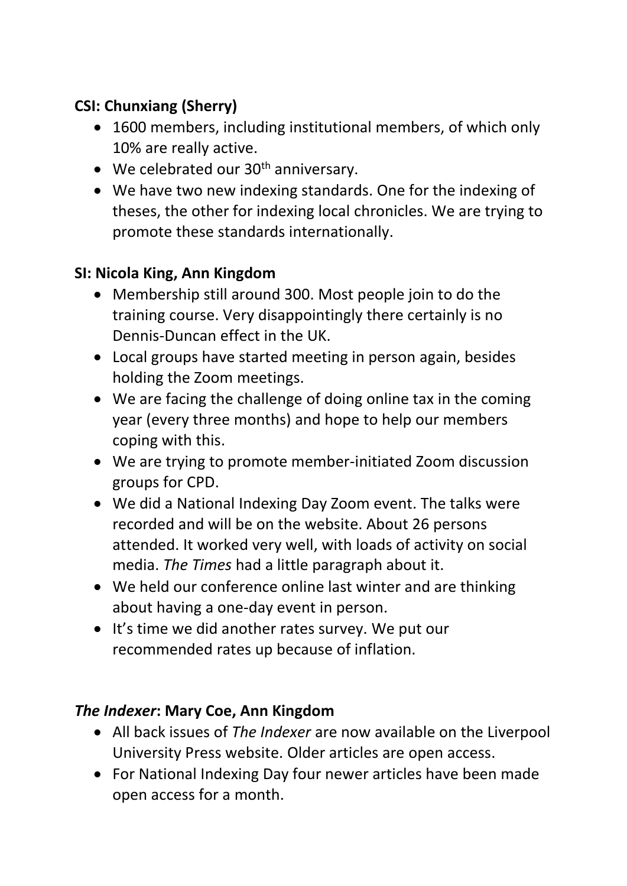**CSI: Chunxiang (Sherry)**

- 1600 members, including institutional members, of which only 10% are really active.
- We celebrated our 30th anniversary.
- We have two new indexing standards. One for the indexing of theses, the other for indexing local chronicles. We are trying to promote these standards internationally.

**SI: Nicola King, Ann Kingdom**

- Membership still around 300. Most people join to do the training course. Very disappointingly there certainly is no Dennis-Duncan effect in the UK.
- Local groups have started meeting in person again, besides holding the Zoom meetings.
- We are facing the challenge of doing online tax in the coming year (every three months) and hope to help our members coping with this.
- We are trying to promote member-initiated Zoom discussion groups for CPD.
- We did a National Indexing Day Zoom event. The talks were recorded and will be on the website. About 26 persons attended. It worked very well, with loads of activity on social media. *The Times* had a little paragraph about it.
- We held our conference online last winter and are thinking about having a one-day event in person.
- It's time we did another rates survey. We put our recommended rates up because of inflation.

***The Indexer*: Mary Coe, Ann Kingdom**

- All back issues of *The Indexer* are now available on the Liverpool University Press website. Older articles are open access.
- For National Indexing Day four newer articles have been made open access for a month.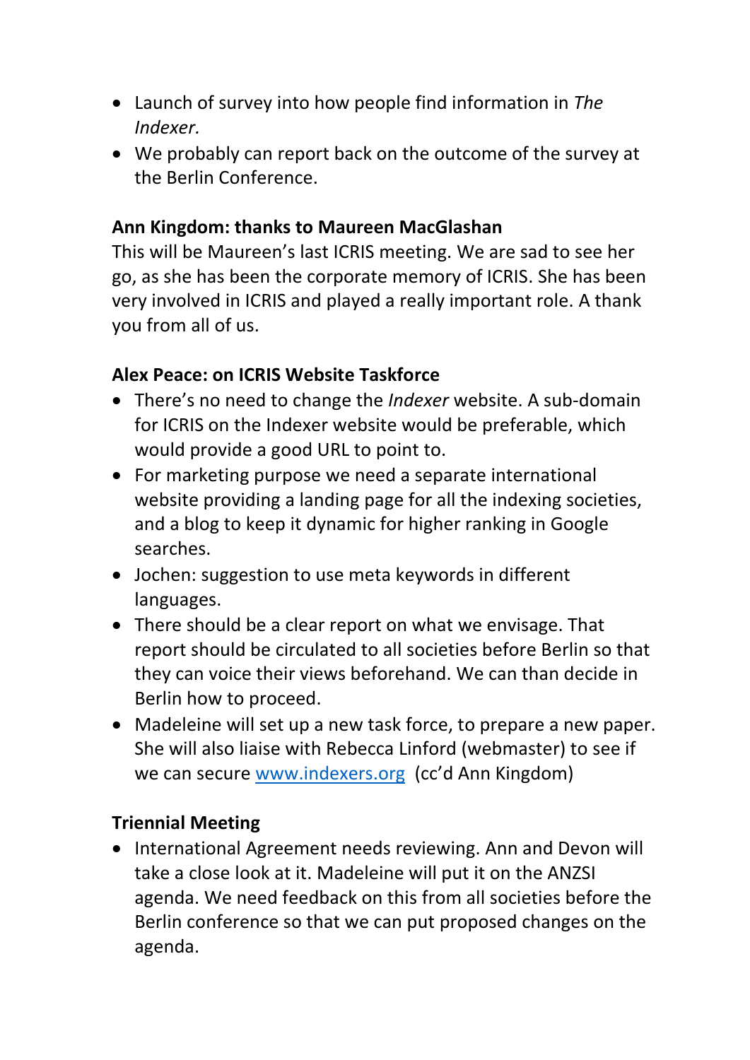- Launch of survey into how people find information in *The Indexer.*
- We probably can report back on the outcome of the survey at the Berlin Conference.

**Ann Kingdom: thanks to Maureen MacGlashan**

This will be Maureen's last ICRIS meeting. We are sad to see her go, as she has been the corporate memory of ICRIS. She has been very involved in ICRIS and played a really important role. A thank you from all of us.

**Alex Peace: on ICRIS Website Taskforce**

- There's no need to change the *Indexer* website. A sub-domain for ICRIS on the Indexer website would be preferable, which would provide a good URL to point to.
- For marketing purpose we need a separate international website providing a landing page for all the indexing societies, and a blog to keep it dynamic for higher ranking in Google searches.
- Jochen: suggestion to use meta keywords in different languages.
- There should be a clear report on what we envisage. That report should be circulated to all societies before Berlin so that they can voice their views beforehand. We can than decide in Berlin how to proceed.
- Madeleine will set up a new task force, to prepare a new paper. She will also liaise with Rebecca Linford (webmaster) to see if we can secure [www.indexers.org](http://www.indexers.org) (cc'd Ann Kingdom)

**Triennial Meeting**

- International Agreement needs reviewing. Ann and Devon will take a close look at it. Madeleine will put it on the ANZSI agenda. We need feedback on this from all societies before the Berlin conference so that we can put proposed changes on the agenda.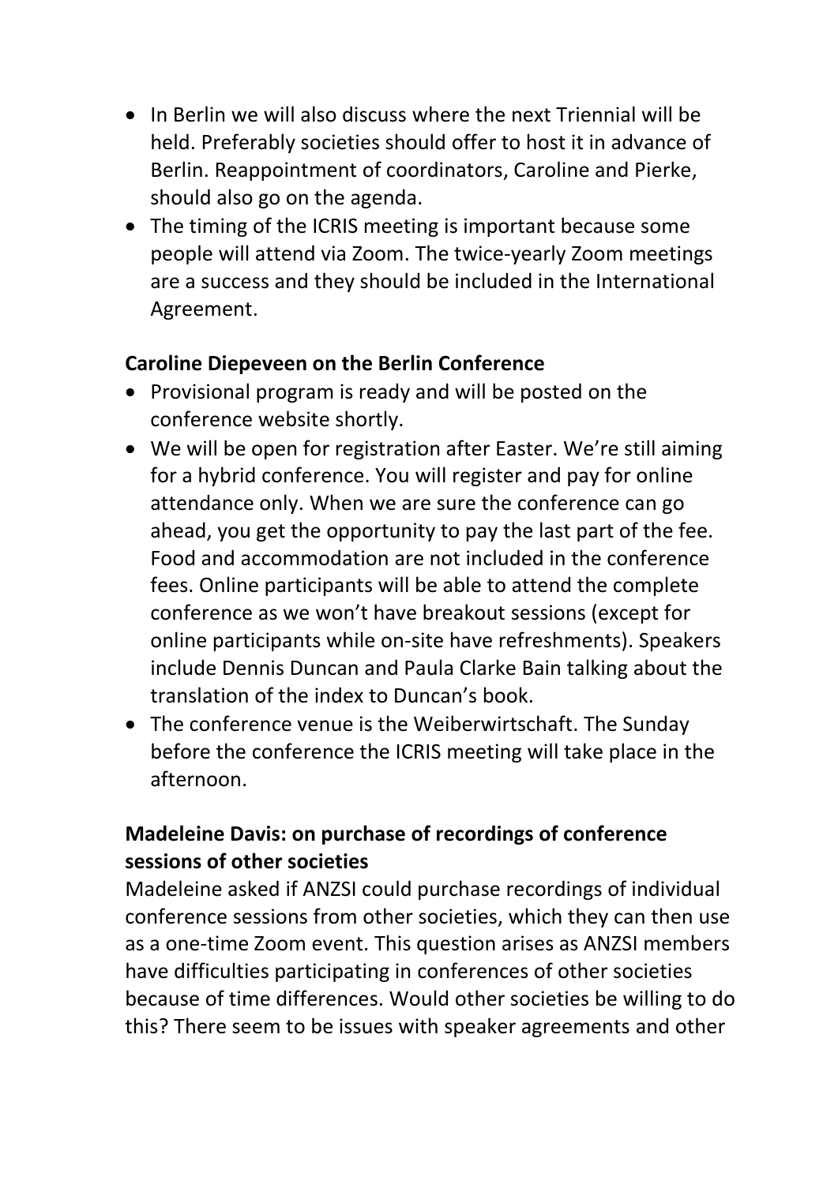- In Berlin we will also discuss where the next Triennial will be held. Preferably societies should offer to host it in advance of Berlin. Reappointment of coordinators, Caroline and Pierke, should also go on the agenda.
- The timing of the ICRIS meeting is important because some people will attend via Zoom. The twice-yearly Zoom meetings are a success and they should be included in the International Agreement.

**Caroline Diepeveen on the Berlin Conference**

- Provisional program is ready and will be posted on the conference website shortly.
- We will be open for registration after Easter. We're still aiming for a hybrid conference. You will register and pay for online attendance only. When we are sure the conference can go ahead, you get the opportunity to pay the last part of the fee. Food and accommodation are not included in the conference fees. Online participants will be able to attend the complete conference as we won't have breakout sessions (except for online participants while on-site have refreshments). Speakers include Dennis Duncan and Paula Clarke Bain talking about the translation of the index to Duncan's book.
- The conference venue is the Weiberwirtschaft. The Sunday before the conference the ICRIS meeting will take place in the afternoon.

**Madeleine Davis: on purchase of recordings of conference sessions of other societies**

Madeleine asked if ANZSI could purchase recordings of individual conference sessions from other societies, which they can then use as a one-time Zoom event. This question arises as ANZSI members have difficulties participating in conferences of other societies because of time differences. Would other societies be willing to do this? There seem to be issues with speaker agreements and other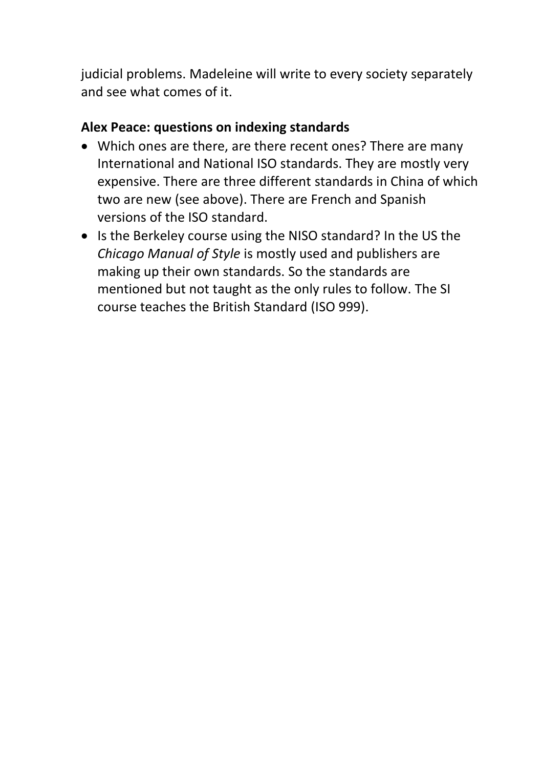judicial problems. Madeleine will write to every society separately and see what comes of it.

**Alex Peace: questions on indexing standards**

- Which ones are there, are there recent ones? There are many International and National ISO standards. They are mostly very expensive. There are three different standards in China of which two are new (see above). There are French and Spanish versions of the ISO standard.
- Is the Berkeley course using the NISO standard? In the US the *Chicago Manual of Style* is mostly used and publishers are making up their own standards. So the standards are mentioned but not taught as the only rules to follow. The SI course teaches the British Standard (ISO 999).